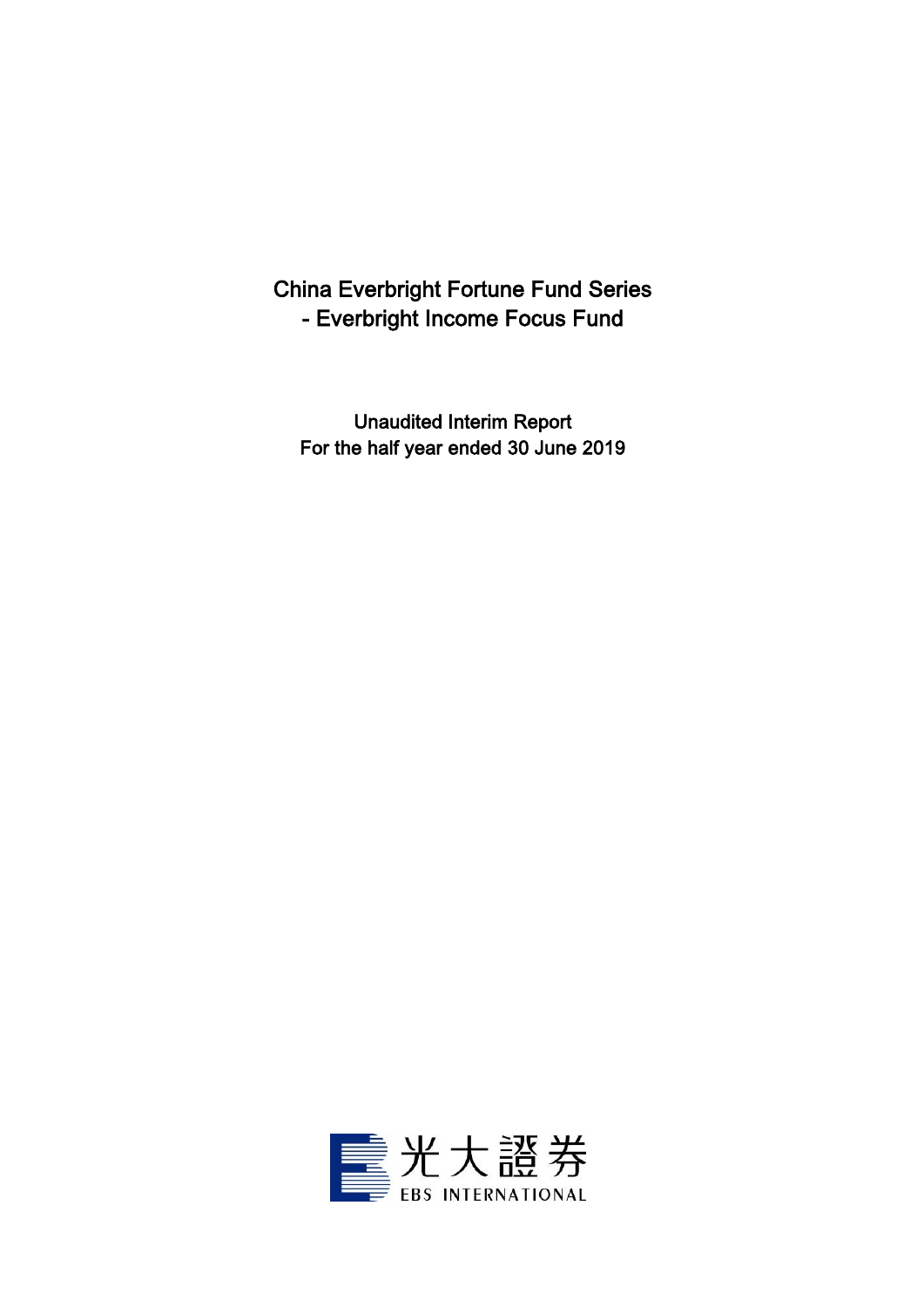# China Everbright Fortune Fund Series
# - Everbright Income Focus Fund

Unaudited Interim Report
For the half year ended 30 June 2019

光大證券
EBS INTERNATIONAL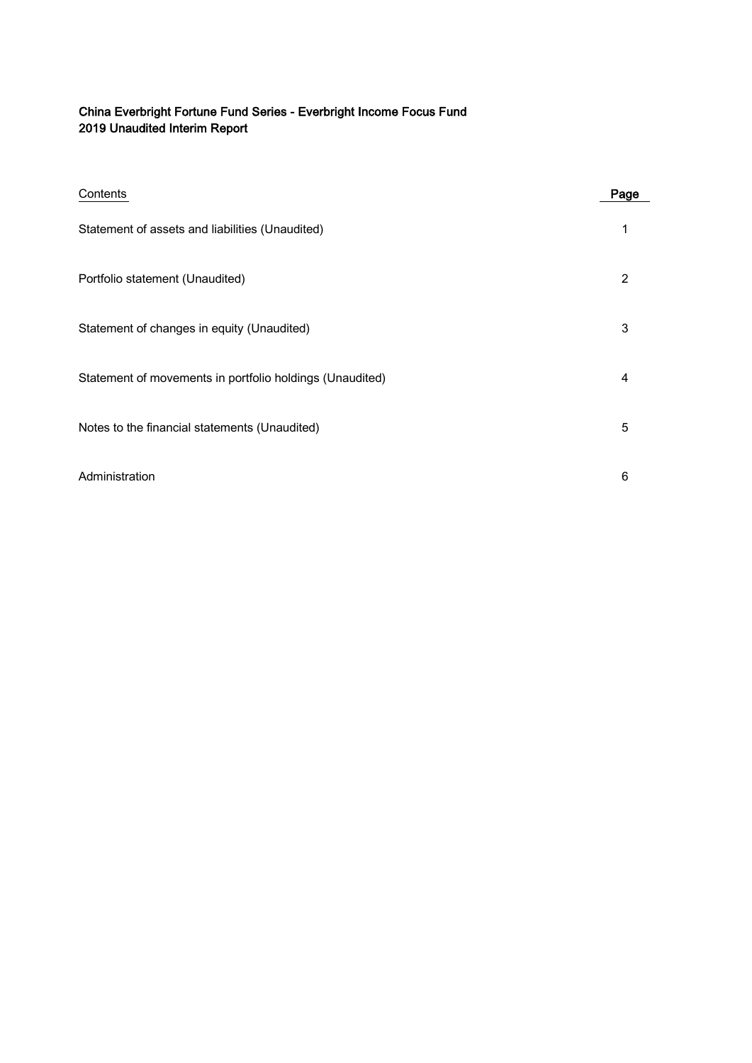# China Everbright Fortune Fund Series - Everbright Income Focus Fund
## 2019 Unaudited Interim Report

| Contents | Page |
|---|---|
| Statement of assets and liabilities (Unaudited) | 1 |
| Portfolio statement (Unaudited) | 2 |
| Statement of changes in equity (Unaudited) | 3 |
| Statement of movements in portfolio holdings (Unaudited) | 4 |
| Notes to the financial statements (Unaudited) | 5 |
| Administration | 6 |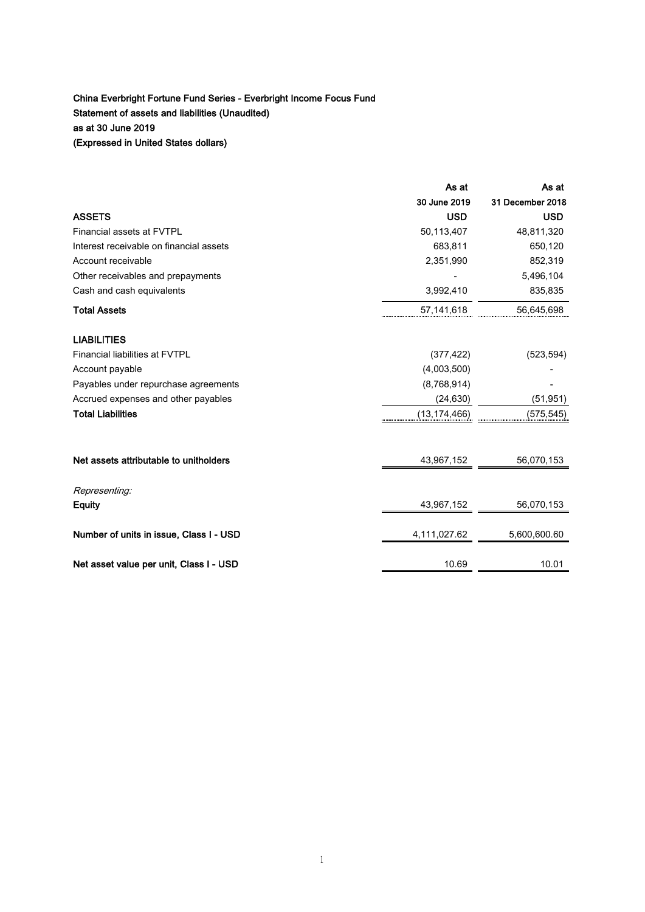**China Everbright Fortune Fund Series - Everbright Income Focus Fund**
**Statement of assets and liabilities (Unaudited)**
**as at 30 June 2019**
**(Expressed in United States dollars)**

| | As at 30 June 2019 | As at 31 December 2018 |
|---|---|---|
| **ASSETS** | **USD** | **USD** |
| Financial assets at FVTPL | 50,113,407 | 48,811,320 |
| Interest receivable on financial assets | 683,811 | 650,120 |
| Account receivable | 2,351,990 | 852,319 |
| Other receivables and prepayments | - | 5,496,104 |
| Cash and cash equivalents | 3,992,410 | 835,835 |
| **Total Assets** | 57,141,618 | 56,645,698 |
| | | |
| **LIABILITIES** | | |
| Financial liabilities at FVTPL | (377,422) | (523,594) |
| Account payable | (4,003,500) | - |
| Payables under repurchase agreements | (8,768,914) | - |
| Accrued expenses and other payables | (24,630) | (51,951) |
| **Total Liabilities** | (13,174,466) | (575,545) |
| | | |
| **Net assets attributable to unitholders** | 43,967,152 | 56,070,153 |
| | | |
| *Representing:* | | |
| **Equity** | 43,967,152 | 56,070,153 |
| | | |
| **Number of units in issue, Class I - USD** | 4,111,027.62 | 5,600,600.60 |
| | | |
| **Net asset value per unit, Class I - USD** | 10.69 | 10.01 |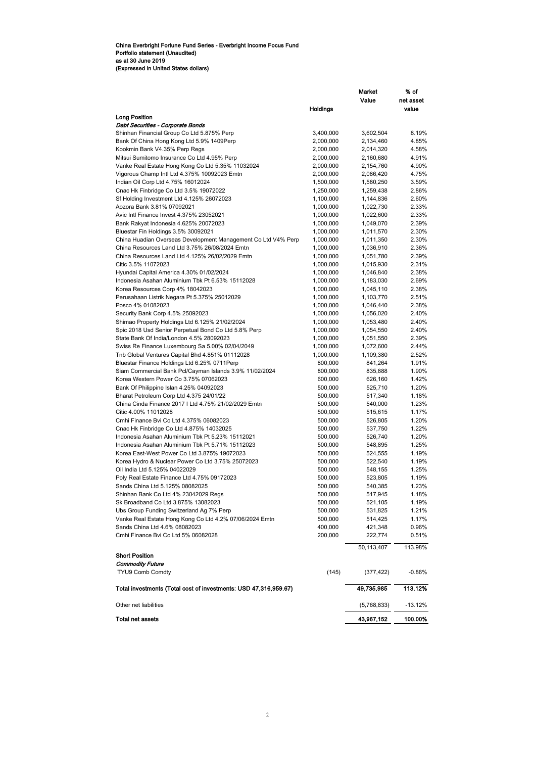**China Everbright Fortune Fund Series - Everbright Income Focus Fund**
**Portfolio statement (Unaudited)**
**as at 30 June 2019**
**(Expressed in United States dollars)**

| | Holdings | Market Value | % of net asset value |
|---|---|---|---|
| **Long Position** | | | |
| ***Debt Securities - Corporate Bonds*** | | | |
| Shinhan Financial Group Co Ltd 5.875% Perp | 3,400,000 | 3,602,504 | 8.19% |
| Bank Of China Hong Kong Ltd 5.9% 1409Perp | 2,000,000 | 2,134,460 | 4.85% |
| Kookmin Bank V4.35% Perp Regs | 2,000,000 | 2,014,320 | 4.58% |
| Mitsui Sumitomo Insurance Co Ltd 4.95% Perp | 2,000,000 | 2,160,680 | 4.91% |
| Vanke Real Estate Hong Kong Co Ltd 5.35% 11032024 | 2,000,000 | 2,154,760 | 4.90% |
| Vigorous Champ Intl Ltd 4.375% 10092023 Emtn | 2,000,000 | 2,086,420 | 4.75% |
| Indian Oil Corp Ltd 4.75% 16012024 | 1,500,000 | 1,580,250 | 3.59% |
| Cnac Hk Finbridge Co Ltd 3.5% 19072022 | 1,250,000 | 1,259,438 | 2.86% |
| Sf Holding Investment Ltd 4.125% 26072023 | 1,100,000 | 1,144,836 | 2.60% |
| Aozora Bank 3.81% 07092021 | 1,000,000 | 1,022,730 | 2.33% |
| Avic Intl Finance Invest 4.375% 23052021 | 1,000,000 | 1,022,600 | 2.33% |
| Bank Rakyat Indonesia 4.625% 20072023 | 1,000,000 | 1,049,070 | 2.39% |
| Bluestar Fin Holdings 3.5% 30092021 | 1,000,000 | 1,011,570 | 2.30% |
| China Huadian Overseas Development Management Co Ltd V4% Perp | 1,000,000 | 1,011,350 | 2.30% |
| China Resources Land Ltd 3.75% 26/08/2024 Emtn | 1,000,000 | 1,036,910 | 2.36% |
| China Resources Land Ltd 4.125% 26/02/2029 Emtn | 1,000,000 | 1,051,780 | 2.39% |
| Citic 3.5% 11072023 | 1,000,000 | 1,015,930 | 2.31% |
| Hyundai Capital America 4.30% 01/02/2024 | 1,000,000 | 1,046,840 | 2.38% |
| Indonesia Asahan Aluminium Tbk Pt 6.53% 15112028 | 1,000,000 | 1,183,030 | 2.69% |
| Korea Resources Corp 4% 18042023 | 1,000,000 | 1,045,110 | 2.38% |
| Perusahaan Listrik Negara Pt 5.375% 25012029 | 1,000,000 | 1,103,770 | 2.51% |
| Posco 4% 01082023 | 1,000,000 | 1,046,440 | 2.38% |
| Security Bank Corp 4.5% 25092023 | 1,000,000 | 1,056,020 | 2.40% |
| Shimao Property Holdings Ltd 6.125% 21/02/2024 | 1,000,000 | 1,053,480 | 2.40% |
| Spic 2018 Usd Senior Perpetual Bond Co Ltd 5.8% Perp | 1,000,000 | 1,054,550 | 2.40% |
| State Bank Of India/London 4.5% 28092023 | 1,000,000 | 1,051,550 | 2.39% |
| Swiss Re Finance Luxembourg Sa 5.00% 02/04/2049 | 1,000,000 | 1,072,600 | 2.44% |
| Tnb Global Ventures Capital Bhd 4.851% 01112028 | 1,000,000 | 1,109,380 | 2.52% |
| Bluestar Finance Holdings Ltd 6.25% 0711Perp | 800,000 | 841,264 | 1.91% |
| Siam Commercial Bank Pcl/Cayman Islands 3.9% 11/02/2024 | 800,000 | 835,888 | 1.90% |
| Korea Western Power Co 3.75% 07062023 | 600,000 | 626,160 | 1.42% |
| Bank Of Philippine Islan 4.25% 04092023 | 500,000 | 525,710 | 1.20% |
| Bharat Petroleum Corp Ltd 4.375 24/01/22 | 500,000 | 517,340 | 1.18% |
| China Cinda Finance 2017 I Ltd 4.75% 21/02/2029 Emtn | 500,000 | 540,000 | 1.23% |
| Citic 4.00% 11012028 | 500,000 | 515,615 | 1.17% |
| Cmhi Finance Bvi Co Ltd 4.375% 06082023 | 500,000 | 526,805 | 1.20% |
| Cnac Hk Finbridge Co Ltd 4.875% 14032025 | 500,000 | 537,750 | 1.22% |
| Indonesia Asahan Aluminium Tbk Pt 5.23% 15112021 | 500,000 | 526,740 | 1.20% |
| Indonesia Asahan Aluminium Tbk Pt 5.71% 15112023 | 500,000 | 548,895 | 1.25% |
| Korea East-West Power Co Ltd 3.875% 19072023 | 500,000 | 524,555 | 1.19% |
| Korea Hydro & Nuclear Power Co Ltd 3.75% 25072023 | 500,000 | 522,540 | 1.19% |
| Oil India Ltd 5.125% 04022029 | 500,000 | 548,155 | 1.25% |
| Poly Real Estate Finance Ltd 4.75% 09172023 | 500,000 | 523,805 | 1.19% |
| Sands China Ltd 5.125% 08082025 | 500,000 | 540,385 | 1.23% |
| Shinhan Bank Co Ltd 4% 23042029 Regs | 500,000 | 517,945 | 1.18% |
| Sk Broadband Co Ltd 3.875% 13082023 | 500,000 | 521,105 | 1.19% |
| Ubs Group Funding Switzerland Ag 7% Perp | 500,000 | 531,825 | 1.21% |
| Vanke Real Estate Hong Kong Co Ltd 4.2% 07/06/2024 Emtn | 500,000 | 514,425 | 1.17% |
| Sands China Ltd 4.6% 08082023 | 400,000 | 421,348 | 0.96% |
| Cmhi Finance Bvi Co Ltd 5% 06082028 | 200,000 | 222,774 | 0.51% |
| | | 50,113,407 | 113.98% |
| **Short Position** | | | |
| ***Commodity Future*** | | | |
| TYU9 Comb Comdty | (145) | (377,422) | -0.86% |
| **Total investments (Total cost of investments: USD 47,316,959.67)** | | **49,735,985** | **113.12%** |
| Other net liabilities | | (5,768,833) | -13.12% |
| **Total net assets** | | **43,967,152** | **100.00%** |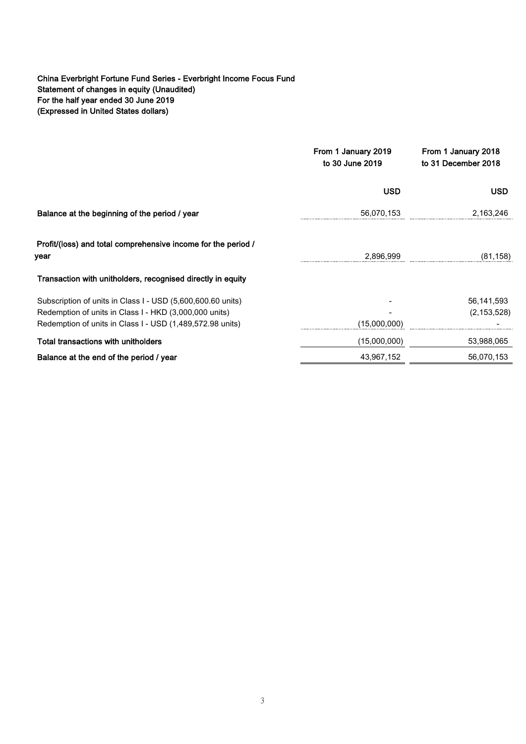**China Everbright Fortune Fund Series - Everbright Income Focus Fund**
**Statement of changes in equity (Unaudited)**
**For the half year ended 30 June 2019**
**(Expressed in United States dollars)**

| | From 1 January 2019 to 30 June 2019 | From 1 January 2018 to 31 December 2018 |
|---|---|---|
| | **USD** | **USD** |
| **Balance at the beginning of the period / year** | 56,070,153 | 2,163,246 |
| **Profit/(loss) and total comprehensive income for the period / year** | 2,896,999 | (81,158) |
| **Transaction with unitholders, recognised directly in equity** | | |
| Subscription of units in Class I - USD (5,600,600.60 units) | - | 56,141,593 |
| Redemption of units in Class I - HKD (3,000,000 units) | - | (2,153,528) |
| Redemption of units in Class I - USD (1,489,572.98 units) | (15,000,000) | - |
| **Total transactions with unitholders** | (15,000,000) | 53,988,065 |
| **Balance at the end of the period / year** | 43,967,152 | 56,070,153 |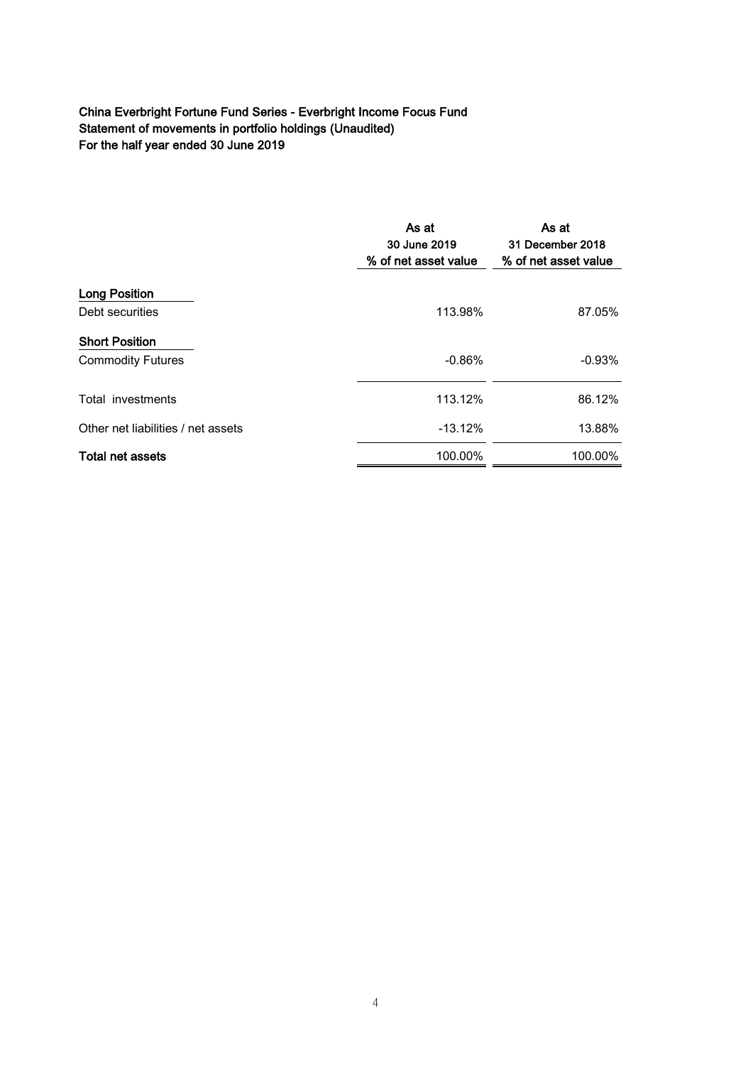**China Everbright Fortune Fund Series - Everbright Income Focus Fund**
**Statement of movements in portfolio holdings (Unaudited)**
**For the half year ended 30 June 2019**

| | As at 30 June 2019 % of net asset value | As at 31 December 2018 % of net asset value |
|---|---|---|
| **Long Position** | | |
| Debt securities | 113.98% | 87.05% |
| **Short Position** | | |
| Commodity Futures | -0.86% | -0.93% |
| Total investments | 113.12% | 86.12% |
| Other net liabilities / net assets | -13.12% | 13.88% |
| **Total net assets** | 100.00% | 100.00% |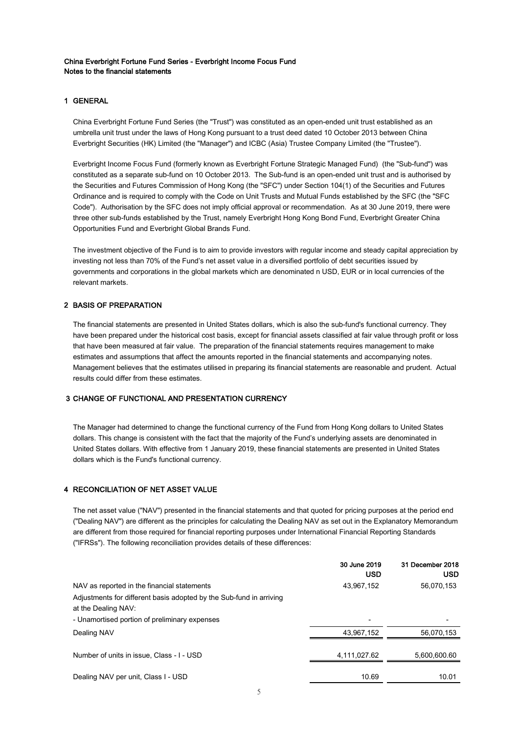**China Everbright Fortune Fund Series - Everbright Income Focus Fund**
**Notes to the financial statements**

## 1 GENERAL

China Everbright Fortune Fund Series (the "Trust") was constituted as an open-ended unit trust established as an umbrella unit trust under the laws of Hong Kong pursuant to a trust deed dated 10 October 2013 between China Everbright Securities (HK) Limited (the "Manager") and ICBC (Asia) Trustee Company Limited (the "Trustee").

Everbright Income Focus Fund (formerly known as Everbright Fortune Strategic Managed Fund) (the "Sub-fund") was constituted as a separate sub-fund on 10 October 2013. The Sub-fund is an open-ended unit trust and is authorised by the Securities and Futures Commission of Hong Kong (the "SFC") under Section 104(1) of the Securities and Futures Ordinance and is required to comply with the Code on Unit Trusts and Mutual Funds established by the SFC (the "SFC Code"). Authorisation by the SFC does not imply official approval or recommendation. As at 30 June 2019, there were three other sub-funds established by the Trust, namely Everbright Hong Kong Bond Fund, Everbright Greater China Opportunities Fund and Everbright Global Brands Fund.

The investment objective of the Fund is to aim to provide investors with regular income and steady capital appreciation by investing not less than 70% of the Fund's net asset value in a diversified portfolio of debt securities issued by governments and corporations in the global markets which are denominated n USD, EUR or in local currencies of the relevant markets.

## 2 BASIS OF PREPARATION

The financial statements are presented in United States dollars, which is also the sub-fund's functional currency. They have been prepared under the historical cost basis, except for financial assets classified at fair value through profit or loss that have been measured at fair value. The preparation of the financial statements requires management to make estimates and assumptions that affect the amounts reported in the financial statements and accompanying notes. Management believes that the estimates utilised in preparing its financial statements are reasonable and prudent. Actual results could differ from these estimates.

## 3 CHANGE OF FUNCTIONAL AND PRESENTATION CURRENCY

The Manager had determined to change the functional currency of the Fund from Hong Kong dollars to United States dollars. This change is consistent with the fact that the majority of the Fund's underlying assets are denominated in United States dollars. With effective from 1 January 2019, these financial statements are presented in United States dollars which is the Fund's functional currency.

## 4 RECONCILIATION OF NET ASSET VALUE

The net asset value ("NAV") presented in the financial statements and that quoted for pricing purposes at the period end ("Dealing NAV") are different as the principles for calculating the Dealing NAV as set out in the Explanatory Memorandum are different from those required for financial reporting purposes under International Financial Reporting Standards ("IFRSs"). The following reconciliation provides details of these differences:

| | 30 June 2019 USD | 31 December 2018 USD |
|---|---|---|
| NAV as reported in the financial statements | 43,967,152 | 56,070,153 |
| Adjustments for different basis adopted by the Sub-fund in arriving at the Dealing NAV: | | |
| - Unamortised portion of preliminary expenses | - | - |
| Dealing NAV | 43,967,152 | 56,070,153 |
| Number of units in issue, Class - I - USD | 4,111,027.62 | 5,600,600.60 |
| Dealing NAV per unit, Class I - USD | 10.69 | 10.01 |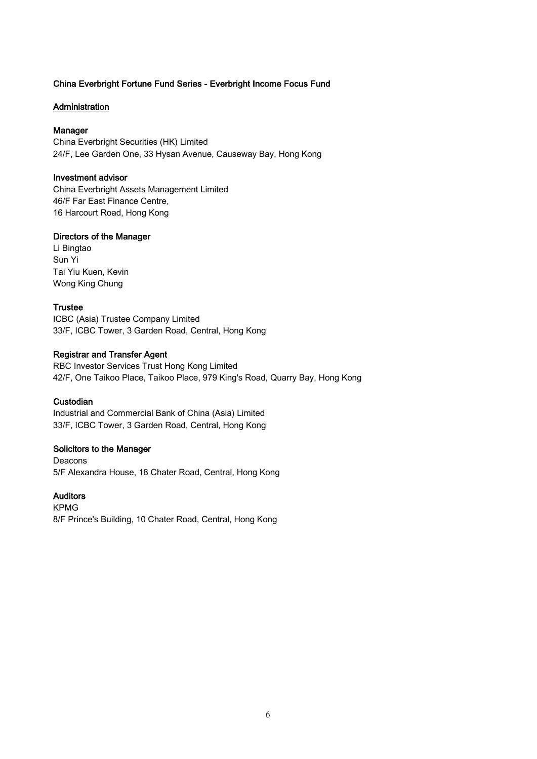**China Everbright Fortune Fund Series - Everbright Income Focus Fund**

## Administration

**Manager**
China Everbright Securities (HK) Limited
24/F, Lee Garden One, 33 Hysan Avenue, Causeway Bay, Hong Kong

**Investment advisor**
China Everbright Assets Management Limited
46/F Far East Finance Centre,
16 Harcourt Road, Hong Kong

**Directors of the Manager**
Li Bingtao
Sun Yi
Tai Yiu Kuen, Kevin
Wong King Chung

**Trustee**
ICBC (Asia) Trustee Company Limited
33/F, ICBC Tower, 3 Garden Road, Central, Hong Kong

**Registrar and Transfer Agent**
RBC Investor Services Trust Hong Kong Limited
42/F, One Taikoo Place, Taikoo Place, 979 King's Road, Quarry Bay, Hong Kong

**Custodian**
Industrial and Commercial Bank of China (Asia) Limited
33/F, ICBC Tower, 3 Garden Road, Central, Hong Kong

**Solicitors to the Manager**
Deacons
5/F Alexandra House, 18 Chater Road, Central, Hong Kong

**Auditors**
KPMG
8/F Prince's Building, 10 Chater Road, Central, Hong Kong